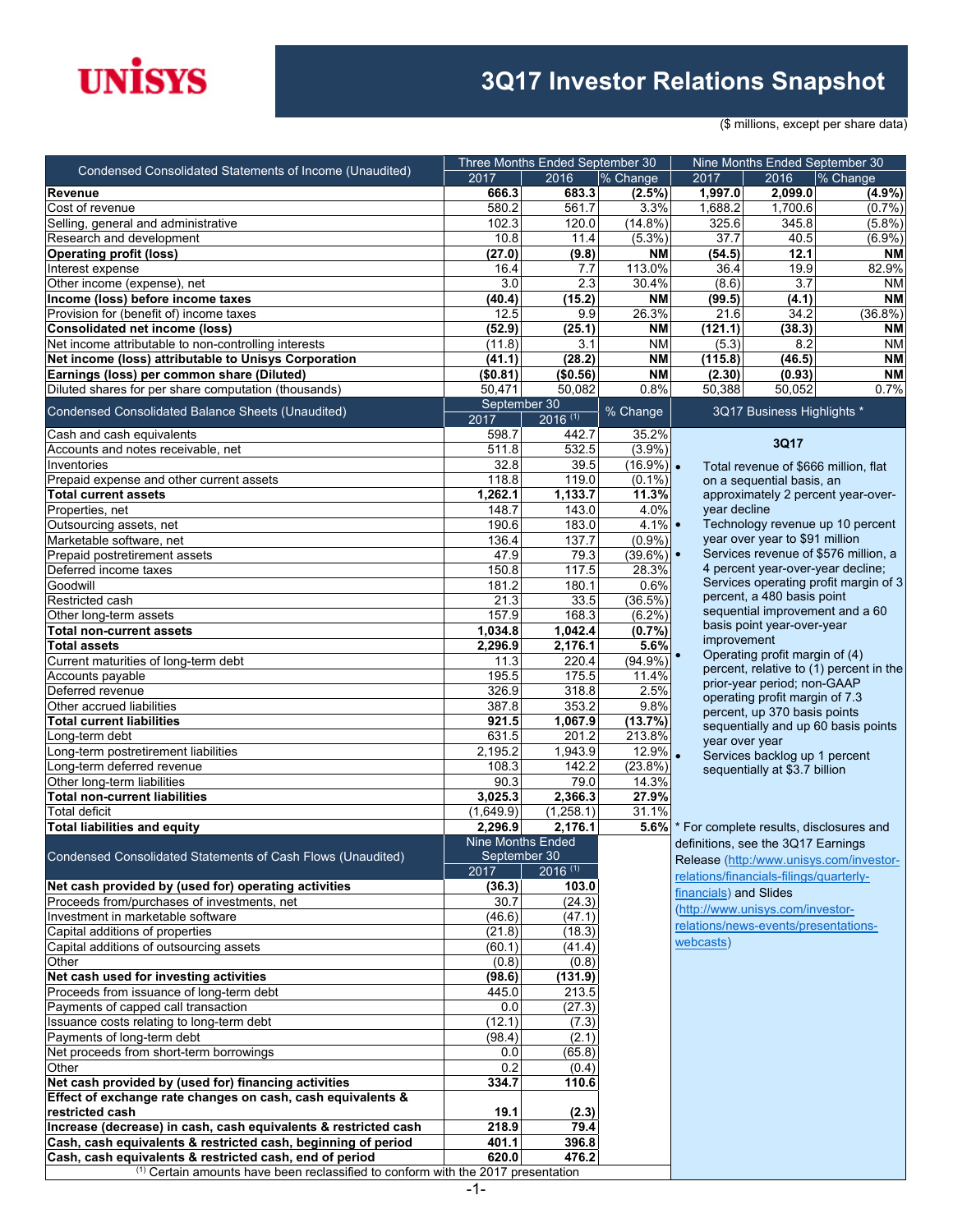# UNISYS

# 3Q17 Investor Relations Snapshot

($ millions, except per share data)

| Condensed Consolidated Statements of Income (Unaudited) | Three Months Ended September 30 | | | Nine Months Ended September 30 | | |
|---|---|---|---|---|---|---|
| | 2017 | 2016 | % Change | 2017 | 2016 | % Change |
| **Revenue** | **666.3** | **683.3** | **(2.5%)** | **1,997.0** | **2,099.0** | **(4.9%)** |
| Cost of revenue | 580.2 | 561.7 | 3.3% | 1,688.2 | 1,700.6 | (0.7%) |
| Selling, general and administrative | 102.3 | 120.0 | (14.8%) | 325.6 | 345.8 | (5.8%) |
| Research and development | 10.8 | 11.4 | (5.3%) | 37.7 | 40.5 | (6.9%) |
| **Operating profit (loss)** | **(27.0)** | **(9.8)** | **NM** | **(54.5)** | **12.1** | **NM** |
| Interest expense | 16.4 | 7.7 | 113.0% | 36.4 | 19.9 | 82.9% |
| Other income (expense), net | 3.0 | 2.3 | 30.4% | (8.6) | 3.7 | NM |
| **Income (loss) before income taxes** | **(40.4)** | **(15.2)** | **NM** | **(99.5)** | **(4.1)** | **NM** |
| Provision for (benefit of) income taxes | 12.5 | 9.9 | 26.3% | 21.6 | 34.2 | (36.8%) |
| **Consolidated net income (loss)** | **(52.9)** | **(25.1)** | **NM** | **(121.1)** | **(38.3)** | **NM** |
| Net income attributable to non-controlling interests | (11.8) | 3.1 | NM | (5.3) | 8.2 | NM |
| **Net income (loss) attributable to Unisys Corporation** | **(41.1)** | **(28.2)** | **NM** | **(115.8)** | **(46.5)** | **NM** |
| **Earnings (loss) per common share (Diluted)** | **($0.81)** | **($0.56)** | **NM** | **(2.30)** | **(0.93)** | **NM** |
| Diluted shares for per share computation (thousands) | 50,471 | 50,082 | 0.8% | 50,388 | 50,052 | 0.7% |

| Condensed Consolidated Balance Sheets (Unaudited) | September 30 | | % Change |
|---|---|---|---|
| | 2017 | 2016 [1] | |
| Cash and cash equivalents | 598.7 | 442.7 | 35.2% |
| Accounts and notes receivable, net | 511.8 | 532.5 | (3.9%) |
| Inventories | 32.8 | 39.5 | (16.9%) |
| Prepaid expense and other current assets | 118.8 | 119.0 | (0.1%) |
| **Total current assets** | **1,262.1** | **1,133.7** | **11.3%** |
| Properties, net | 148.7 | 143.0 | 4.0% |
| Outsourcing assets, net | 190.6 | 183.0 | 4.1% |
| Marketable software, net | 136.4 | 137.7 | (0.9%) |
| Prepaid postretirement assets | 47.9 | 79.3 | (39.6%) |
| Deferred income taxes | 150.8 | 117.5 | 28.3% |
| Goodwill | 181.2 | 180.1 | 0.6% |
| Restricted cash | 21.3 | 33.5 | (36.5%) |
| Other long-term assets | 157.9 | 168.3 | (6.2%) |
| **Total non-current assets** | **1,034.8** | **1,042.4** | **(0.7%)** |
| **Total assets** | **2,296.9** | **2,176.1** | **5.6%** |
| Current maturities of long-term debt | 11.3 | 220.4 | (94.9%) |
| Accounts payable | 195.5 | 175.5 | 11.4% |
| Deferred revenue | 326.9 | 318.8 | 2.5% |
| Other accrued liabilities | 387.8 | 353.2 | 9.8% |
| **Total current liabilities** | **921.5** | **1,067.9** | **(13.7%)** |
| Long-term debt | 631.5 | 201.2 | 213.8% |
| Long-term postretirement liabilities | 2,195.2 | 1,943.9 | 12.9% |
| Long-term deferred revenue | 108.3 | 142.2 | (23.8%) |
| Other long-term liabilities | 90.3 | 79.0 | 14.3% |
| **Total non-current liabilities** | **3,025.3** | **2,366.3** | **27.9%** |
| Total deficit | (1,649.9) | (1,258.1) | 31.1% |
| **Total liabilities and equity** | **2,296.9** | **2,176.1** | **5.6%** |

| Condensed Consolidated Statements of Cash Flows (Unaudited) | Nine Months Ended September 30 | |
|---|---|---|
| | 2017 | 2016 [1] |
| **Net cash provided by (used for) operating activities** | **(36.3)** | **103.0** |
| Proceeds from/purchases of investments, net | 30.7 | (24.3) |
| Investment in marketable software | (46.6) | (47.1) |
| Capital additions of properties | (21.8) | (18.3) |
| Capital additions of outsourcing assets | (60.1) | (41.4) |
| Other | (0.8) | (0.8) |
| **Net cash used for investing activities** | **(98.6)** | **(131.9)** |
| Proceeds from issuance of long-term debt | 445.0 | 213.5 |
| Payments of capped call transaction | 0.0 | (27.3) |
| Issuance costs relating to long-term debt | (12.1) | (7.3) |
| Payments of long-term debt | (98.4) | (2.1) |
| Net proceeds from short-term borrowings | 0.0 | (65.8) |
| Other | 0.2 | (0.4) |
| **Net cash provided by (used for) financing activities** | **334.7** | **110.6** |
| **Effect of exchange rate changes on cash, cash equivalents & restricted cash** | **19.1** | **(2.3)** |
| **Increase (decrease) in cash, cash equivalents & restricted cash** | **218.9** | **79.4** |
| **Cash, cash equivalents & restricted cash, beginning of period** | **401.1** | **396.8** |
| **Cash, cash equivalents & restricted cash, end of period** | **620.0** | **476.2** |

[1] Certain amounts have been reclassified to conform with the 2017 presentation

## 3Q17 Business Highlights *

### 3Q17

- Total revenue of $666 million, flat on a sequential basis, an approximately 2 percent year-over-year decline
- Technology revenue up 10 percent year over year to $91 million
- Services revenue of $576 million, a 4 percent year-over-year decline; Services operating profit margin of 3 percent, a 480 basis point sequential improvement and a 60 basis point year-over-year improvement
- Operating profit margin of (4) percent, relative to (1) percent in the prior-year period; non-GAAP operating profit margin of 7.3 percent, up 370 basis points sequentially and up 60 basis points year over year
- Services backlog up 1 percent sequentially at $3.7 billion

* For complete results, disclosures and definitions, see the 3Q17 Earnings Release (http:/www.unisys.com/investor-relations/financials-filings/quarterly-financials) and Slides (http://www.unisys.com/investor-relations/news-events/presentations-webcasts)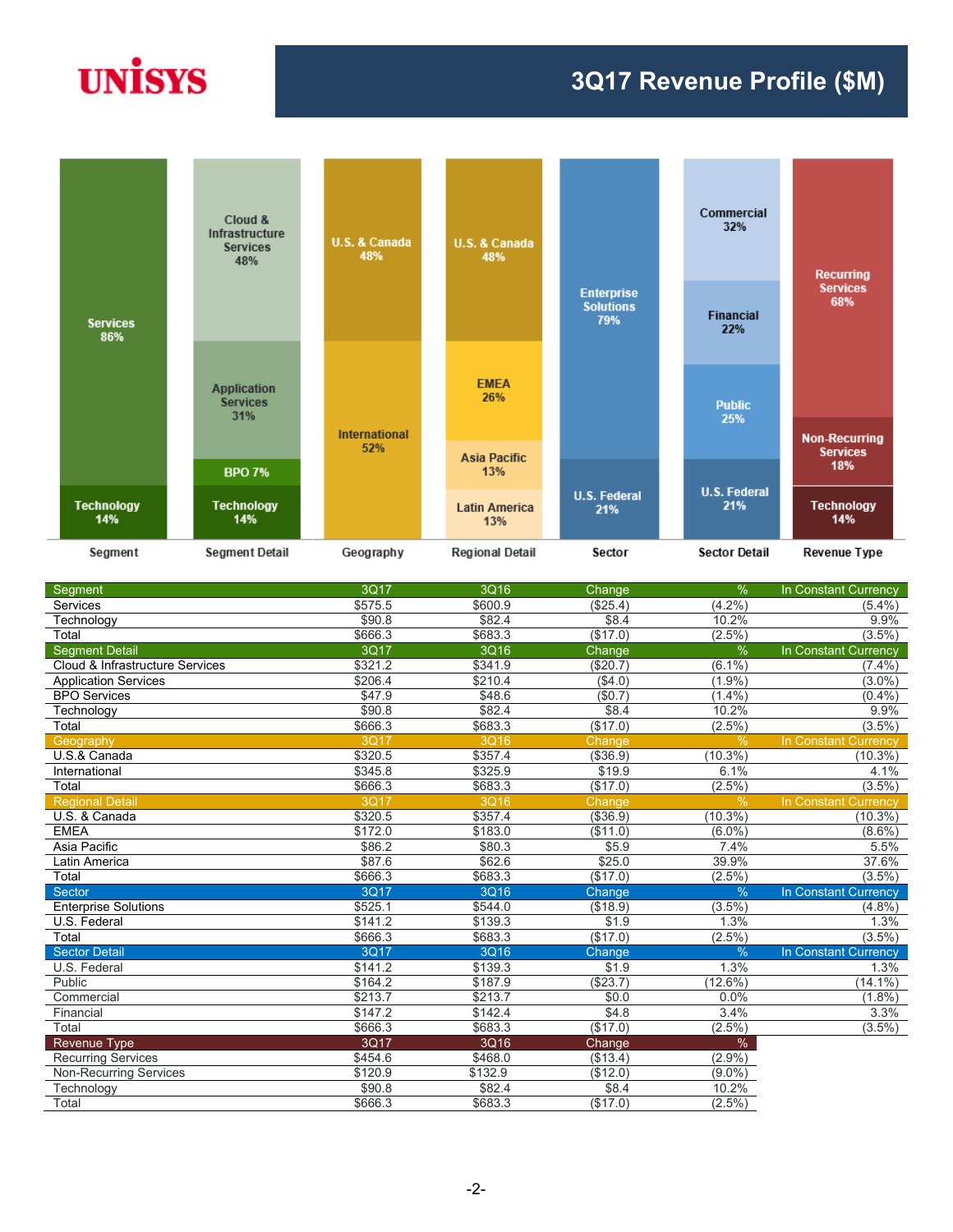# UNISYS

## 3Q17 Revenue Profile ($M)

| Segment | 3Q17 | 3Q16 | Change | % | In Constant Currency |
|---|---|---|---|---|---|
| Services | $575.5 | $600.9 | ($25.4) | (4.2%) | (5.4%) |
| Technology | $90.8 | $82.4 | $8.4 | 10.2% | 9.9% |
| Total | $666.3 | $683.3 | ($17.0) | (2.5%) | (3.5%) |
| **Segment Detail** | **3Q17** | **3Q16** | **Change** | **%** | **In Constant Currency** |
| Cloud & Infrastructure Services | $321.2 | $341.9 | ($20.7) | (6.1%) | (7.4%) |
| Application Services | $206.4 | $210.4 | ($4.0) | (1.9%) | (3.0%) |
| BPO Services | $47.9 | $48.6 | ($0.7) | (1.4%) | (0.4%) |
| Technology | $90.8 | $82.4 | $8.4 | 10.2% | 9.9% |
| Total | $666.3 | $683.3 | ($17.0) | (2.5%) | (3.5%) |
| **Geography** | **3Q17** | **3Q16** | **Change** | **%** | **In Constant Currency** |
| U.S.& Canada | $320.5 | $357.4 | ($36.9) | (10.3%) | (10.3%) |
| International | $345.8 | $325.9 | $19.9 | 6.1% | 4.1% |
| Total | $666.3 | $683.3 | ($17.0) | (2.5%) | (3.5%) |
| **Regional Detail** | **3Q17** | **3Q16** | **Change** | **%** | **In Constant Currency** |
| U.S. & Canada | $320.5 | $357.4 | ($36.9) | (10.3%) | (10.3%) |
| EMEA | $172.0 | $183.0 | ($11.0) | (6.0%) | (8.6%) |
| Asia Pacific | $86.2 | $80.3 | $5.9 | 7.4% | 5.5% |
| Latin America | $87.6 | $62.6 | $25.0 | 39.9% | 37.6% |
| Total | $666.3 | $683.3 | ($17.0) | (2.5%) | (3.5%) |
| **Sector** | **3Q17** | **3Q16** | **Change** | **%** | **In Constant Currency** |
| Enterprise Solutions | $525.1 | $544.0 | ($18.9) | (3.5%) | (4.8%) |
| U.S. Federal | $141.2 | $139.3 | $1.9 | 1.3% | 1.3% |
| Total | $666.3 | $683.3 | ($17.0) | (2.5%) | (3.5%) |
| **Sector Detail** | **3Q17** | **3Q16** | **Change** | **%** | **In Constant Currency** |
| U.S. Federal | $141.2 | $139.3 | $1.9 | 1.3% | 1.3% |
| Public | $164.2 | $187.9 | ($23.7) | (12.6%) | (14.1%) |
| Commercial | $213.7 | $213.7 | $0.0 | 0.0% | (1.8%) |
| Financial | $147.2 | $142.4 | $4.8 | 3.4% | 3.3% |
| Total | $666.3 | $683.3 | ($17.0) | (2.5%) | (3.5%) |
| **Revenue Type** | **3Q17** | **3Q16** | **Change** | **%** | |
| Recurring Services | $454.6 | $468.0 | ($13.4) | (2.9%) | |
| Non-Recurring Services | $120.9 | $132.9 | ($12.0) | (9.0%) | |
| Technology | $90.8 | $82.4 | $8.4 | 10.2% | |
| Total | $666.3 | $683.3 | ($17.0) | (2.5%) | |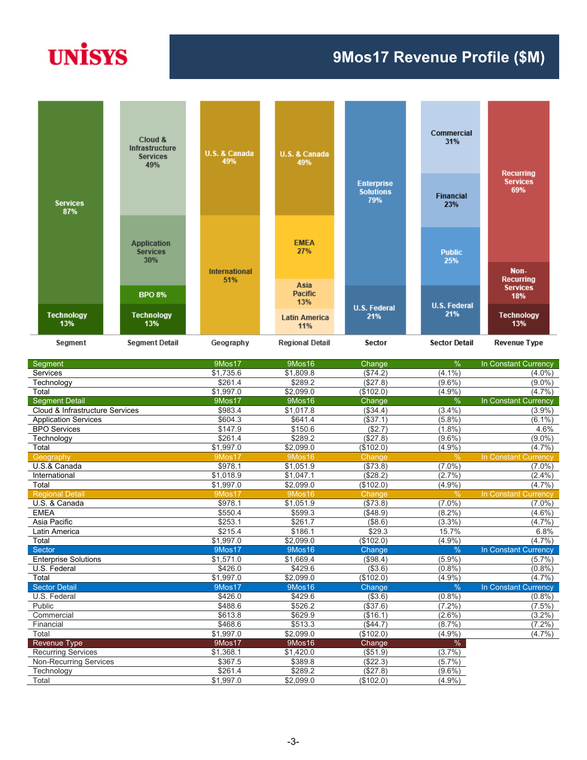UNISYS

# 9Mos17 Revenue Profile ($M)

Services 87%
Technology 13%
Segment

Cloud & Infrastructure Services 49%
Application Services 30%
BPO 8%
Technology 13%
Segment Detail

U.S. & Canada 49%
International 51%
Geography

U.S. & Canada 49%
EMEA 27%
Asia Pacific 13%
Latin America 11%
Regional Detail

Enterprise Solutions 79%
U.S. Federal 21%
Sector

Commercial 31%
Financial 23%
Public 25%
U.S. Federal 21%
Sector Detail

Recurring Services 69%
Non-Recurring Services 18%
Technology 13%
Revenue Type

| Segment | 9Mos17 | 9Mos16 | Change | % | In Constant Currency |
|---|---|---|---|---|---|
| Services | $1,735.6 | $1,809.8 | ($74.2) | (4.1%) | (4.0%) |
| Technology | $261.4 | $289.2 | ($27.8) | (9.6%) | (9.0%) |
| Total | $1,997.0 | $2,099.0 | ($102.0) | (4.9%) | (4.7%) |
| **Segment Detail** | **9Mos17** | **9Mos16** | **Change** | **%** | **In Constant Currency** |
| Cloud & Infrastructure Services | $983.4 | $1,017.8 | ($34.4) | (3.4%) | (3.9%) |
| Application Services | $604.3 | $641.4 | ($37.1) | (5.8%) | (6.1%) |
| BPO Services | $147.9 | $150.6 | ($2.7) | (1.8%) | 4.6% |
| Technology | $261.4 | $289.2 | ($27.8) | (9.6%) | (9.0%) |
| Total | $1,997.0 | $2,099.0 | ($102.0) | (4.9%) | (4.7%) |
| **Geography** | **9Mos17** | **9Mos16** | **Change** | **%** | **In Constant Currency** |
| U.S.& Canada | $978.1 | $1,051.9 | ($73.8) | (7.0%) | (7.0%) |
| International | $1,018.9 | $1,047.1 | ($28.2) | (2.7%) | (2.4%) |
| Total | $1,997.0 | $2,099.0 | ($102.0) | (4.9%) | (4.7%) |
| **Regional Detail** | **9Mos17** | **9Mos16** | **Change** | **%** | **In Constant Currency** |
| U.S. & Canada | $978.1 | $1,051.9 | ($73.8) | (7.0%) | (7.0%) |
| EMEA | $550.4 | $599.3 | ($48.9) | (8.2%) | (4.6%) |
| Asia Pacific | $253.1 | $261.7 | ($8.6) | (3.3%) | (4.7%) |
| Latin America | $215.4 | $186.1 | $29.3 | 15.7% | 6.8% |
| Total | $1,997.0 | $2,099.0 | ($102.0) | (4.9%) | (4.7%) |
| **Sector** | **9Mos17** | **9Mos16** | **Change** | **%** | **In Constant Currency** |
| Enterprise Solutions | $1,571.0 | $1,669.4 | ($98.4) | (5.9%) | (5.7%) |
| U.S. Federal | $426.0 | $429.6 | ($3.6) | (0.8%) | (0.8%) |
| Total | $1,997.0 | $2,099.0 | ($102.0) | (4.9%) | (4.7%) |
| **Sector Detail** | **9Mos17** | **9Mos16** | **Change** | **%** | **In Constant Currency** |
| U.S. Federal | $426.0 | $429.6 | ($3.6) | (0.8%) | (0.8%) |
| Public | $488.6 | $526.2 | ($37.6) | (7.2%) | (7.5%) |
| Commercial | $613.8 | $629.9 | ($16.1) | (2.6%) | (3.2%) |
| Financial | $468.6 | $513.3 | ($44.7) | (8.7%) | (7.2%) |
| Total | $1,997.0 | $2,099.0 | ($102.0) | (4.9%) | (4.7%) |
| **Revenue Type** | **9Mos17** | **9Mos16** | **Change** | **%** | |
| Recurring Services | $1,368.1 | $1,420.0 | ($51.9) | (3.7%) | |
| Non-Recurring Services | $367.5 | $389.8 | ($22.3) | (5.7%) | |
| Technology | $261.4 | $289.2 | ($27.8) | (9.6%) | |
| Total | $1,997.0 | $2,099.0 | ($102.0) | (4.9%) | |